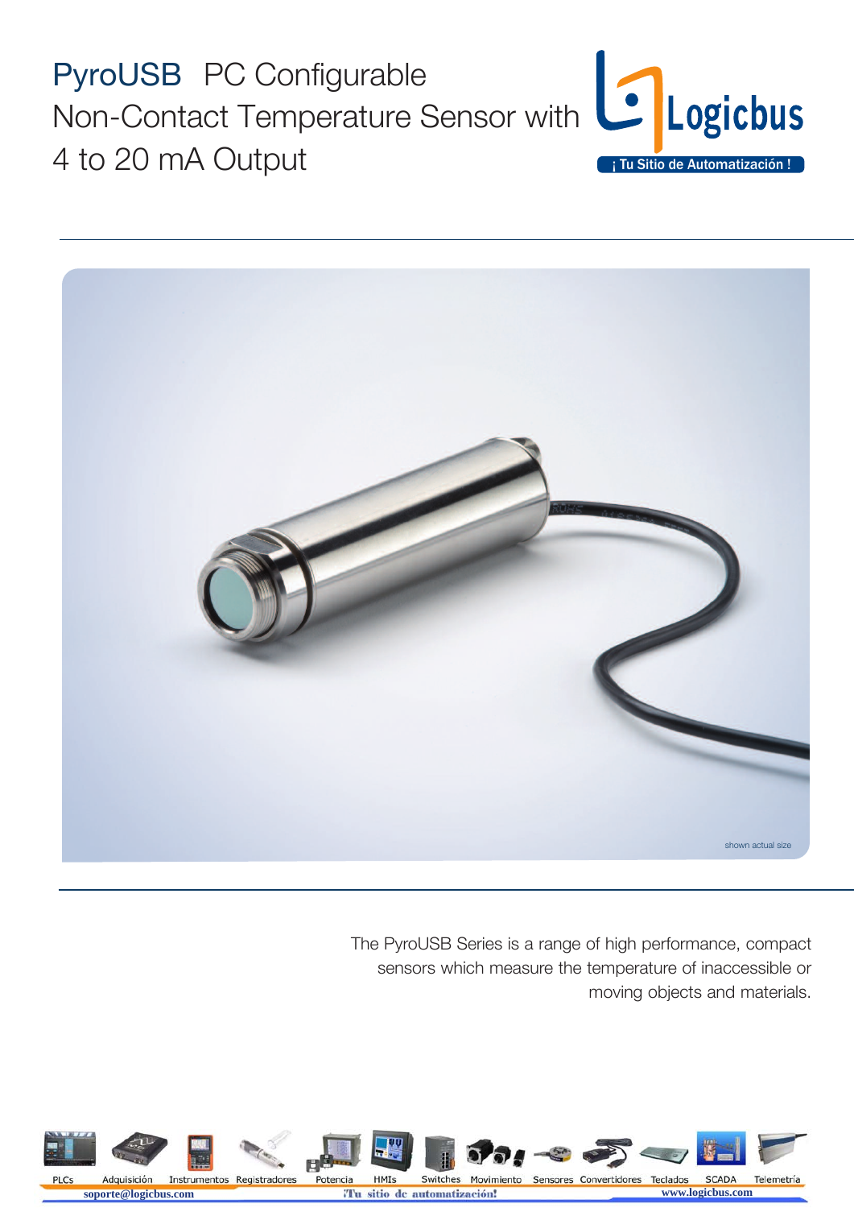# PyroUSB PC Configurable Non-Contact Temperature Sensor with 4 to 20 mA Output

shown actual size

The PyroUSB Series is a range of high performance, compact sensors which measure the temperature of inaccessible or moving objects and materials.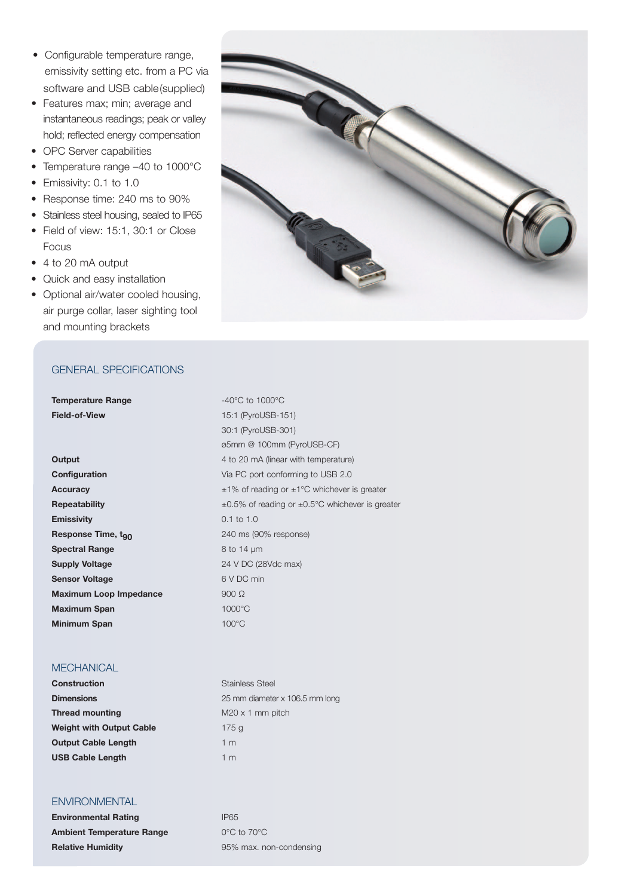- Configurable temperature range, emissivity setting etc. from a PC via software and USB cable (supplied)
- Features max; min; average and instantaneous readings; peak or valley hold; reflected energy compensation
- OPC Server capabilities
- Temperature range –40 to 1000°C
- Emissivity: 0.1 to 1.0
- Response time: 240 ms to 90%
- Stainless steel housing, sealed to IP65
- Field of view: 15:1, 30:1 or Close Focus
- 4 to 20 mA output
- Quick and easy installation
- Optional air/water cooled housing, air purge collar, laser sighting tool and mounting brackets

## GENERAL SPECIFICATIONS

| | |
|---|---|
| **Temperature Range** | -40°C to 1000°C |
| **Field-of-View** | 15:1 (PyroUSB-151)<br>30:1 (PyroUSB-301)<br>ø5mm @ 100mm (PyroUSB-CF) |
| **Output** | 4 to 20 mA (linear with temperature) |
| **Configuration** | Via PC port conforming to USB 2.0 |
| **Accuracy** | ±1% of reading or ±1°C whichever is greater |
| **Repeatability** | ±0.5% of reading or ±0.5°C whichever is greater |
| **Emissivity** | 0.1 to 1.0 |
| **Response Time, $t_{90}$** | 240 ms (90% response) |
| **Spectral Range** | 8 to 14 µm |
| **Supply Voltage** | 24 V DC (28Vdc max) |
| **Sensor Voltage** | 6 V DC min |
| **Maximum Loop Impedance** | 900 Ω |
| **Maximum Span** | 1000°C |
| **Minimum Span** | 100°C |

## MECHANICAL

| | |
|---|---|
| **Construction** | Stainless Steel |
| **Dimensions** | 25 mm diameter x 106.5 mm long |
| **Thread mounting** | M20 x 1 mm pitch |
| **Weight with Output Cable** | 175 g |
| **Output Cable Length** | 1 m |
| **USB Cable Length** | 1 m |

## ENVIRONMENTAL

| | |
|---|---|
| **Environmental Rating** | IP65 |
| **Ambient Temperature Range** | 0°C to 70°C |
| **Relative Humidity** | 95% max. non-condensing |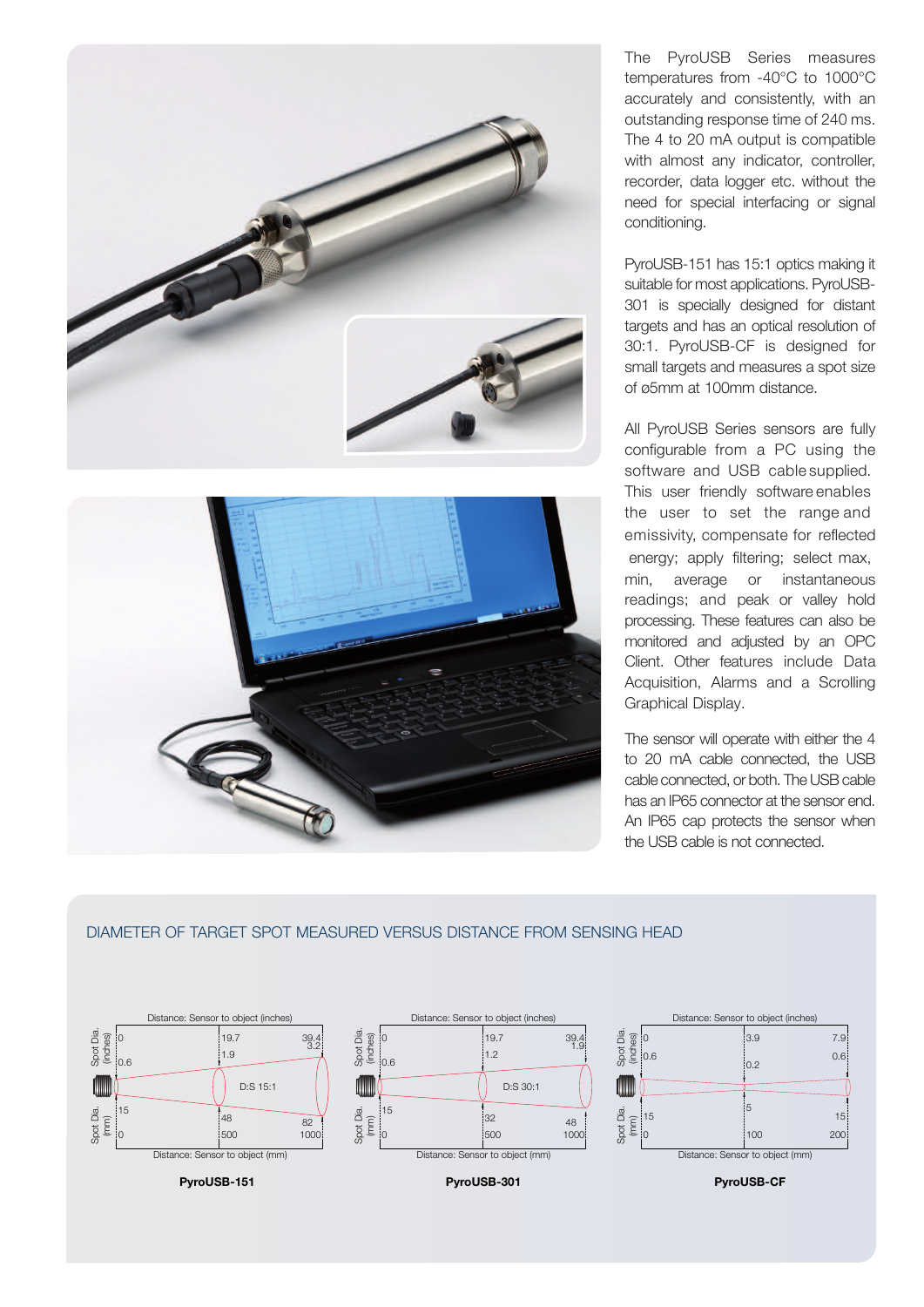The PyroUSB Series measures temperatures from -40°C to 1000°C accurately and consistently, with an outstanding response time of 240 ms. The 4 to 20 mA output is compatible with almost any indicator, controller, recorder, data logger etc. without the need for special interfacing or signal conditioning.

PyroUSB-151 has 15:1 optics making it suitable for most applications. PyroUSB-301 is specially designed for distant targets and has an optical resolution of 30:1. PyroUSB-CF is designed for small targets and measures a spot size of ø5mm at 100mm distance.

All PyroUSB Series sensors are fully configurable from a PC using the software and USB cable supplied. This user friendly software enables the user to set the range and emissivity, compensate for reflected energy; apply filtering; select max, min, average or instantaneous readings; and peak or valley hold processing. These features can also be monitored and adjusted by an OPC Client. Other features include Data Acquisition, Alarms and a Scrolling Graphical Display.

The sensor will operate with either the 4 to 20 mA cable connected, the USB cable connected, or both. The USB cable has an IP65 connector at the sensor end. An IP65 cap protects the sensor when the USB cable is not connected.

## DIAMETER OF TARGET SPOT MEASURED VERSUS DISTANCE FROM SENSING HEAD

**PyroUSB-151** (D:S 15:1)

| Distance: Sensor to object (inches) | 0 | 19.7 | 39.4 |
|---|---|---|---|
| Spot Dia. (inches) | 0.6 | 1.9 | 3.2 |
| Distance: Sensor to object (mm) | 0 | 500 | 1000 |
| Spot Dia. (mm) | 15 | 48 | 82 |

**PyroUSB-301** (D:S 30:1)

| Distance: Sensor to object (inches) | 0 | 19.7 | 39.4 |
|---|---|---|---|
| Spot Dia. (inches) | 0.6 | 1.2 | 1.9 |
| Distance: Sensor to object (mm) | 0 | 500 | 1000 |
| Spot Dia. (mm) | 15 | 32 | 48 |

**PyroUSB-CF**

| Distance: Sensor to object (inches) | 0 | 3.9 | 7.9 |
|---|---|---|---|
| Spot Dia. (inches) | 0.6 | 0.2 | 0.6 |
| Distance: Sensor to object (mm) | 0 | 100 | 200 |
| Spot Dia. (mm) | 15 | 5 | 15 |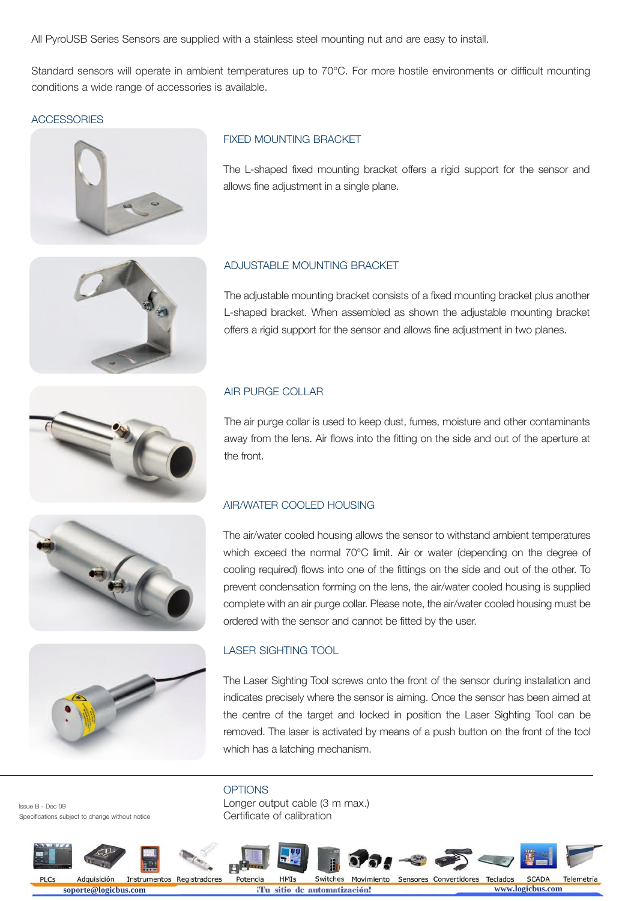All PyroUSB Series Sensors are supplied with a stainless steel mounting nut and are easy to install.

Standard sensors will operate in ambient temperatures up to 70°C. For more hostile environments or difficult mounting conditions a wide range of accessories is available.

## ACCESSORIES

### FIXED MOUNTING BRACKET

The L-shaped fixed mounting bracket offers a rigid support for the sensor and allows fine adjustment in a single plane.

### ADJUSTABLE MOUNTING BRACKET

The adjustable mounting bracket consists of a fixed mounting bracket plus another L-shaped bracket. When assembled as shown the adjustable mounting bracket offers a rigid support for the sensor and allows fine adjustment in two planes.

### AIR PURGE COLLAR

The air purge collar is used to keep dust, fumes, moisture and other contaminants away from the lens. Air flows into the fitting on the side and out of the aperture at the front.

### AIR/WATER COOLED HOUSING

The air/water cooled housing allows the sensor to withstand ambient temperatures which exceed the normal 70°C limit. Air or water (depending on the degree of cooling required) flows into one of the fittings on the side and out of the other. To prevent condensation forming on the lens, the air/water cooled housing is supplied complete with an air purge collar. Please note, the air/water cooled housing must be ordered with the sensor and cannot be fitted by the user.

### LASER SIGHTING TOOL

The Laser Sighting Tool screws onto the front of the sensor during installation and indicates precisely where the sensor is aiming. Once the sensor has been aimed at the centre of the target and locked in position the Laser Sighting Tool can be removed. The laser is activated by means of a push button on the front of the tool which has a latching mechanism.

## OPTIONS

Longer output cable (3 m max.)
Certificate of calibration

Issue B - Dec 09
Specifications subject to change without notice